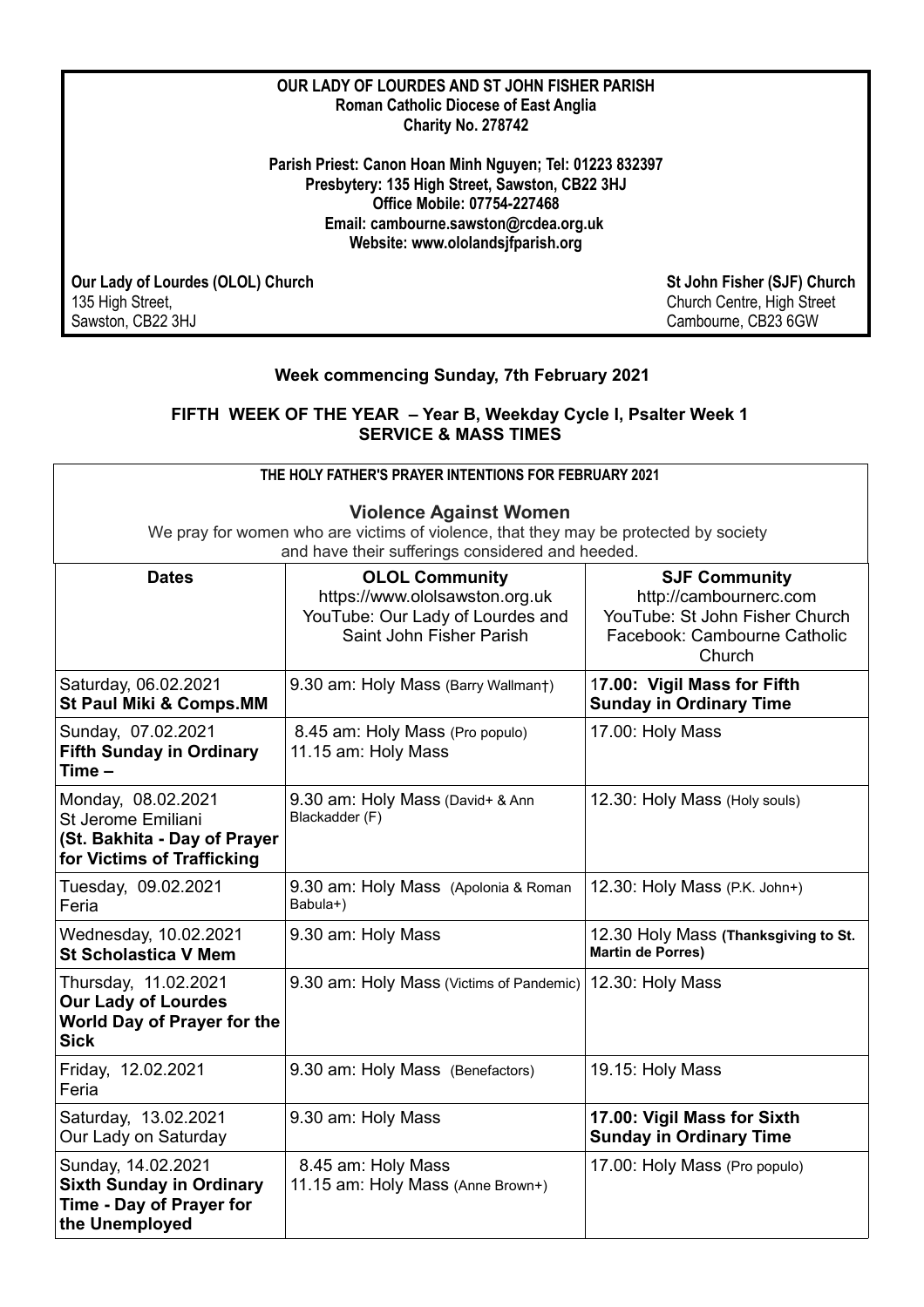**OUR LADY OF LOURDES AND ST JOHN FISHER PARISH**
**Roman Catholic Diocese of East Anglia**
**Charity No. 278742**

**Parish Priest: Canon Hoan Minh Nguyen; Tel: 01223 832397**
**Presbytery: 135 High Street, Sawston, CB22 3HJ**
**Office Mobile: 07754-227468**
**Email: cambourne.sawston@rcdea.org.uk**
**Website: www.ololandsjfparish.org**

**Our Lady of Lourdes (OLOL) Church**
135 High Street,
Sawston, CB22 3HJ

**St John Fisher (SJF) Church**
Church Centre, High Street
Cambourne, CB23 6GW

## Week commencing Sunday, 7th February 2021

## FIFTH WEEK OF THE YEAR – Year B, Weekday Cycle I, Psalter Week 1
## SERVICE & MASS TIMES

**THE HOLY FATHER'S PRAYER INTENTIONS FOR FEBRUARY 2021**

**Violence Against Women**

We pray for women who are victims of violence, that they may be protected by society and have their sufferings considered and heeded.

| Dates | OLOL Community<br>https://www.ololsawston.org.uk<br>YouTube: Our Lady of Lourdes and Saint John Fisher Parish | SJF Community<br>http://cambournerc.com<br>YouTube: St John Fisher Church<br>Facebook: Cambourne Catholic Church |
|---|---|---|
| Saturday, 06.02.2021<br>**St Paul Miki & Comps.MM** | 9.30 am: Holy Mass (Barry Wallman†) | **17.00: Vigil Mass for Fifth Sunday in Ordinary Time** |
| Sunday, 07.02.2021<br>**Fifth Sunday in Ordinary Time –** | 8.45 am: Holy Mass (Pro populo)<br>11.15 am: Holy Mass | 17.00: Holy Mass |
| Monday, 08.02.2021<br>St Jerome Emiliani<br>**(St. Bakhita - Day of Prayer for Victims of Trafficking** | 9.30 am: Holy Mass (David+ & Ann Blackadder (F) | 12.30: Holy Mass (Holy souls) |
| Tuesday, 09.02.2021<br>Feria | 9.30 am: Holy Mass (Apolonia & Roman Babula+) | 12.30: Holy Mass (P.K. John+) |
| Wednesday, 10.02.2021<br>**St Scholastica V Mem** | 9.30 am: Holy Mass | 12.30 Holy Mass **(Thanksgiving to St. Martin de Porres)** |
| Thursday, 11.02.2021<br>**Our Lady of Lourdes World Day of Prayer for the Sick** | 9.30 am: Holy Mass (Victims of Pandemic) | 12.30: Holy Mass |
| Friday, 12.02.2021<br>Feria | 9.30 am: Holy Mass (Benefactors) | 19.15: Holy Mass |
| Saturday, 13.02.2021<br>Our Lady on Saturday | 9.30 am: Holy Mass | **17.00: Vigil Mass for Sixth Sunday in Ordinary Time** |
| Sunday, 14.02.2021<br>**Sixth Sunday in Ordinary Time - Day of Prayer for the Unemployed** | 8.45 am: Holy Mass<br>11.15 am: Holy Mass (Anne Brown+) | 17.00: Holy Mass (Pro populo) |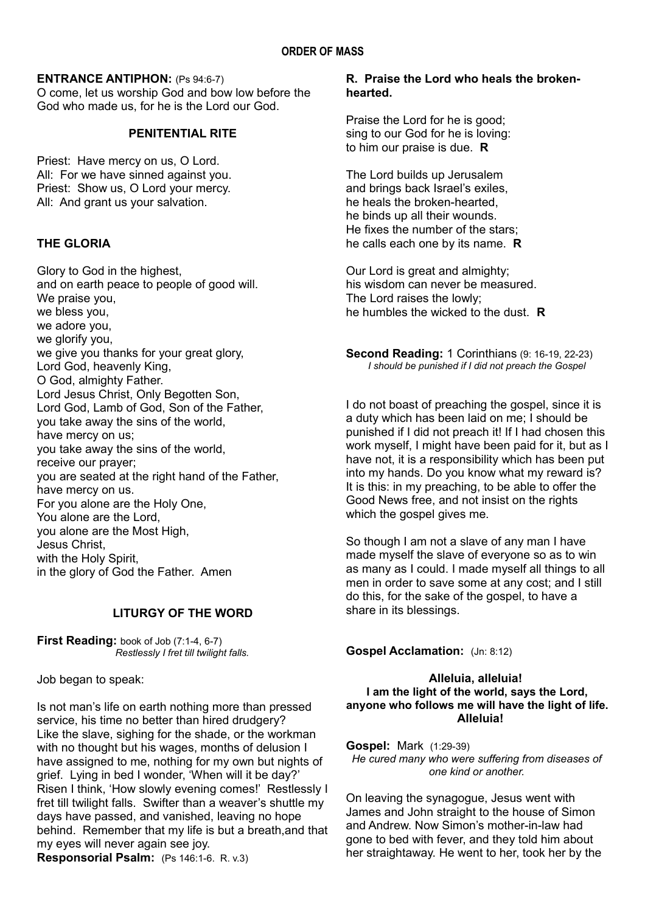## ORDER OF MASS

**ENTRANCE ANTIPHON:** (Ps 94:6-7)
O come, let us worship God and bow low before the God who made us, for he is the Lord our God.

**PENITENTIAL RITE**

Priest: Have mercy on us, O Lord.
All: For we have sinned against you.
Priest: Show us, O Lord your mercy.
All: And grant us your salvation.

**THE GLORIA**

Glory to God in the highest,
and on earth peace to people of good will.
We praise you,
we bless you,
we adore you,
we glorify you,
we give you thanks for your great glory,
Lord God, heavenly King,
O God, almighty Father.
Lord Jesus Christ, Only Begotten Son,
Lord God, Lamb of God, Son of the Father,
you take away the sins of the world,
have mercy on us;
you take away the sins of the world,
receive our prayer;
you are seated at the right hand of the Father,
have mercy on us.
For you alone are the Holy One,
You alone are the Lord,
you alone are the Most High,
Jesus Christ,
with the Holy Spirit,
in the glory of God the Father. Amen

**LITURGY OF THE WORD**

**First Reading:** book of Job (7:1-4, 6-7)
*Restlessly I fret till twilight falls.*

Job began to speak:

Is not man's life on earth nothing more than pressed service, his time no better than hired drudgery? Like the slave, sighing for the shade, or the workman with no thought but his wages, months of delusion I have assigned to me, nothing for my own but nights of grief. Lying in bed I wonder, 'When will it be day?' Risen I think, 'How slowly evening comes!' Restlessly I fret till twilight falls. Swifter than a weaver's shuttle my days have passed, and vanished, leaving no hope behind. Remember that my life is but a breath,and that my eyes will never again see joy.

**Responsorial Psalm:** (Ps 146:1-6. R. v.3)

**R. Praise the Lord who heals the broken-hearted.**

Praise the Lord for he is good;
sing to our God for he is loving:
to him our praise is due. **R**

The Lord builds up Jerusalem
and brings back Israel's exiles,
he heals the broken-hearted,
he binds up all their wounds.
He fixes the number of the stars;
he calls each one by its name. **R**

Our Lord is great and almighty;
his wisdom can never be measured.
The Lord raises the lowly;
he humbles the wicked to the dust. **R**

**Second Reading:** 1 Corinthians (9: 16-19, 22-23)
*I should be punished if I did not preach the Gospel*

I do not boast of preaching the gospel, since it is a duty which has been laid on me; I should be punished if I did not preach it! If I had chosen this work myself, I might have been paid for it, but as I have not, it is a responsibility which has been put into my hands. Do you know what my reward is? It is this: in my preaching, to be able to offer the Good News free, and not insist on the rights which the gospel gives me.

So though I am not a slave of any man I have made myself the slave of everyone so as to win as many as I could. I made myself all things to all men in order to save some at any cost; and I still do this, for the sake of the gospel, to have a share in its blessings.

**Gospel Acclamation:** (Jn: 8:12)

**Alleluia, alleluia!**
**I am the light of the world, says the Lord,**
**anyone who follows me will have the light of life.**
**Alleluia!**

**Gospel:** Mark (1:29-39)
*He cured many who were suffering from diseases of one kind or another.*

On leaving the synagogue, Jesus went with James and John straight to the house of Simon and Andrew. Now Simon's mother-in-law had gone to bed with fever, and they told him about her straightaway. He went to her, took her by the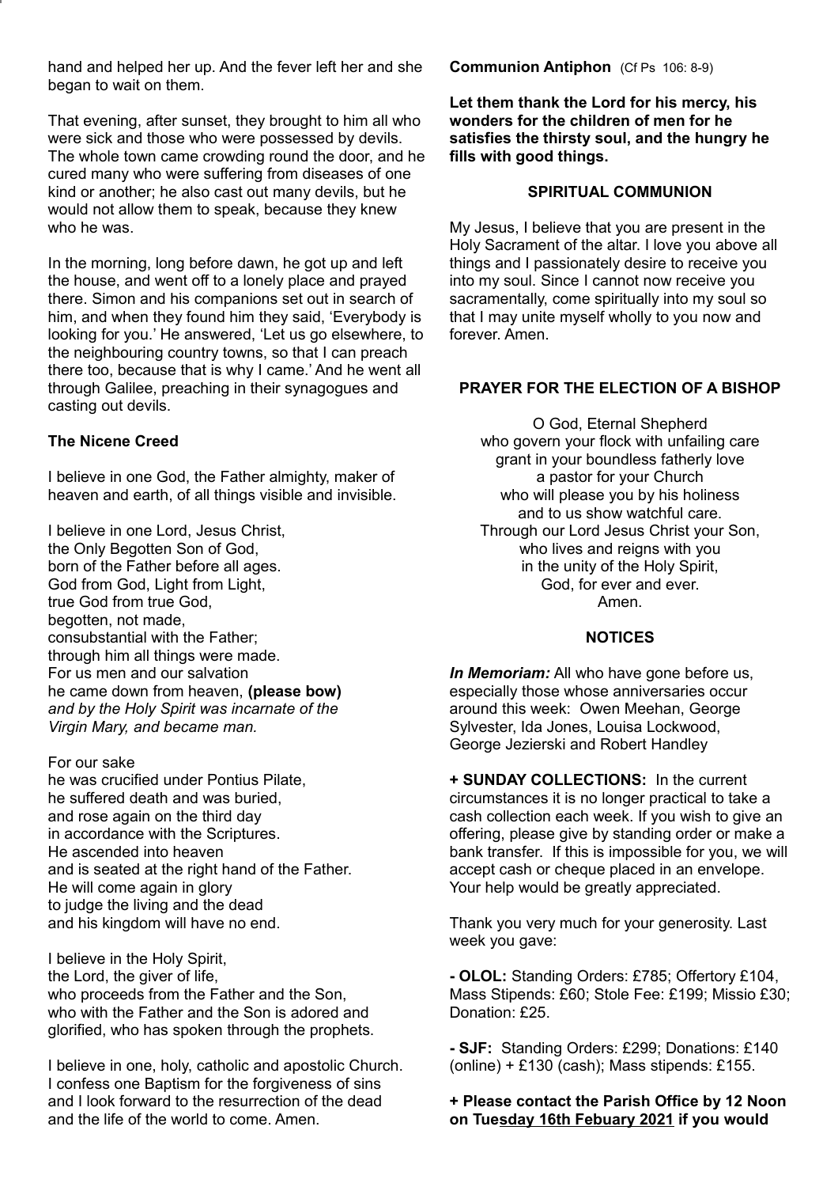hand and helped her up. And the fever left her and she began to wait on them.

That evening, after sunset, they brought to him all who were sick and those who were possessed by devils. The whole town came crowding round the door, and he cured many who were suffering from diseases of one kind or another; he also cast out many devils, but he would not allow them to speak, because they knew who he was.

In the morning, long before dawn, he got up and left the house, and went off to a lonely place and prayed there. Simon and his companions set out in search of him, and when they found him they said, 'Everybody is looking for you.' He answered, 'Let us go elsewhere, to the neighbouring country towns, so that I can preach there too, because that is why I came.' And he went all through Galilee, preaching in their synagogues and casting out devils.

**The Nicene Creed**

I believe in one God, the Father almighty, maker of heaven and earth, of all things visible and invisible.

I believe in one Lord, Jesus Christ,
the Only Begotten Son of God,
born of the Father before all ages.
God from God, Light from Light,
true God from true God,
begotten, not made,
consubstantial with the Father;
through him all things were made.
For us men and our salvation
he came down from heaven, **(please bow)**
*and by the Holy Spirit was incarnate of the Virgin Mary, and became man.*

For our sake
he was crucified under Pontius Pilate,
he suffered death and was buried,
and rose again on the third day
in accordance with the Scriptures.
He ascended into heaven
and is seated at the right hand of the Father.
He will come again in glory
to judge the living and the dead
and his kingdom will have no end.

I believe in the Holy Spirit,
the Lord, the giver of life,
who proceeds from the Father and the Son,
who with the Father and the Son is adored and glorified, who has spoken through the prophets.

I believe in one, holy, catholic and apostolic Church.
I confess one Baptism for the forgiveness of sins
and I look forward to the resurrection of the dead
and the life of the world to come. Amen.

**Communion Antiphon** (Cf Ps 106: 8-9)

**Let them thank the Lord for his mercy, his wonders for the children of men for he satisfies the thirsty soul, and the hungry he fills with good things.**

**SPIRITUAL COMMUNION**

My Jesus, I believe that you are present in the Holy Sacrament of the altar. I love you above all things and I passionately desire to receive you into my soul. Since I cannot now receive you sacramentally, come spiritually into my soul so that I may unite myself wholly to you now and forever. Amen.

**PRAYER FOR THE ELECTION OF A BISHOP**

O God, Eternal Shepherd
who govern your flock with unfailing care
grant in your boundless fatherly love
a pastor for your Church
who will please you by his holiness
and to us show watchful care.
Through our Lord Jesus Christ your Son,
who lives and reigns with you
in the unity of the Holy Spirit,
God, for ever and ever.
Amen.

**NOTICES**

***In Memoriam:*** All who have gone before us, especially those whose anniversaries occur around this week: Owen Meehan, George Sylvester, Ida Jones, Louisa Lockwood, George Jezierski and Robert Handley

**+ SUNDAY COLLECTIONS:** In the current circumstances it is no longer practical to take a cash collection each week. If you wish to give an offering, please give by standing order or make a bank transfer. If this is impossible for you, we will accept cash or cheque placed in an envelope. Your help would be greatly appreciated.

Thank you very much for your generosity. Last week you gave:

**- OLOL:** Standing Orders: £785; Offertory £104, Mass Stipends: £60; Stole Fee: £199; Missio £30; Donation: £25.

**- SJF:** Standing Orders: £299; Donations: £140 (online) + £130 (cash); Mass stipends: £155.

**+ Please contact the Parish Office by 12 Noon on Tuesday 16th Febuary 2021 if you would**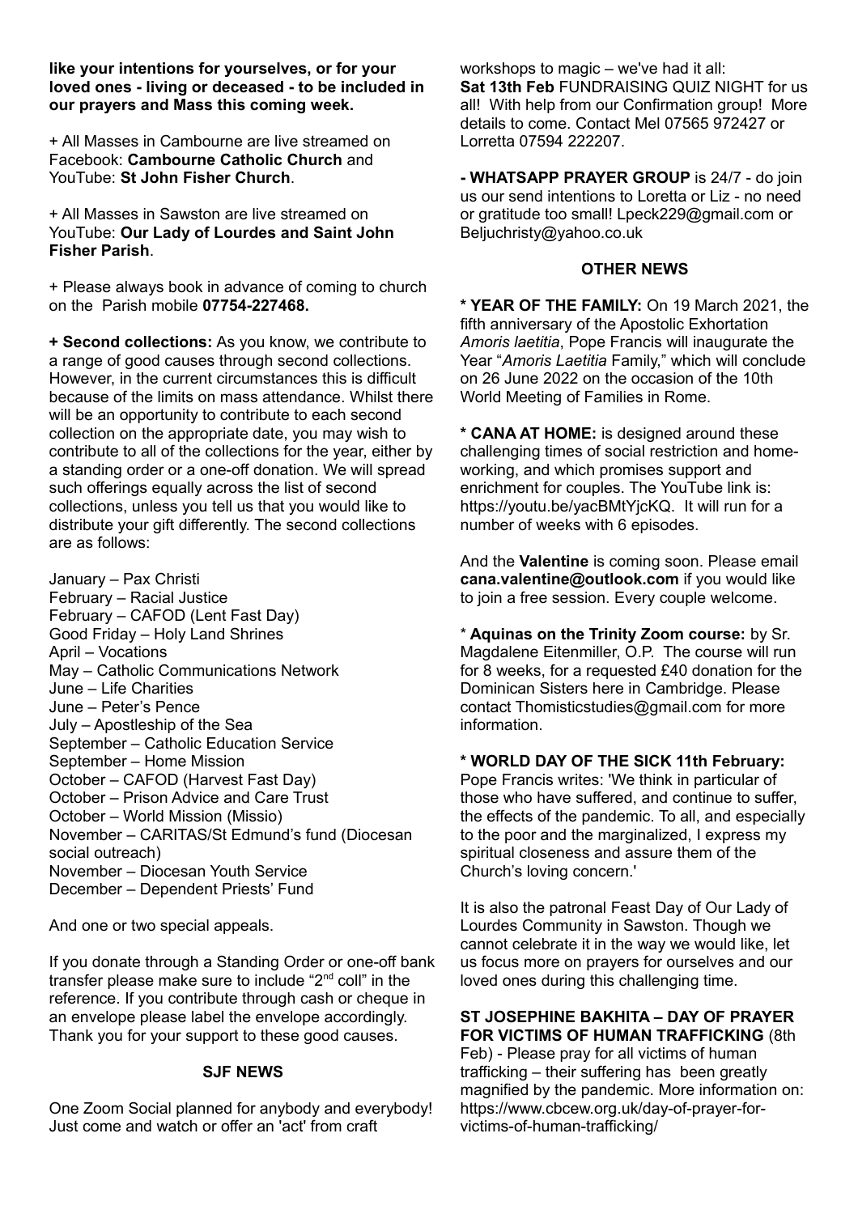**like your intentions for yourselves, or for your loved ones - living or deceased - to be included in our prayers and Mass this coming week.**

+ All Masses in Cambourne are live streamed on Facebook: **Cambourne Catholic Church** and YouTube: **St John Fisher Church**.

+ All Masses in Sawston are live streamed on YouTube: **Our Lady of Lourdes and Saint John Fisher Parish**.

+ Please always book in advance of coming to church on the Parish mobile **07754-227468.**

**+ Second collections:** As you know, we contribute to a range of good causes through second collections. However, in the current circumstances this is difficult because of the limits on mass attendance. Whilst there will be an opportunity to contribute to each second collection on the appropriate date, you may wish to contribute to all of the collections for the year, either by a standing order or a one-off donation. We will spread such offerings equally across the list of second collections, unless you tell us that you would like to distribute your gift differently. The second collections are as follows:

January – Pax Christi
February – Racial Justice
February – CAFOD (Lent Fast Day)
Good Friday – Holy Land Shrines
April – Vocations
May – Catholic Communications Network
June – Life Charities
June – Peter's Pence
July – Apostleship of the Sea
September – Catholic Education Service
September – Home Mission
October – CAFOD (Harvest Fast Day)
October – Prison Advice and Care Trust
October – World Mission (Missio)
November – CARITAS/St Edmund's fund (Diocesan social outreach)
November – Diocesan Youth Service
December – Dependent Priests' Fund

And one or two special appeals.

If you donate through a Standing Order or one-off bank transfer please make sure to include "2nd coll" in the reference. If you contribute through cash or cheque in an envelope please label the envelope accordingly. Thank you for your support to these good causes.

**SJF NEWS**

One Zoom Social planned for anybody and everybody! Just come and watch or offer an 'act' from craft workshops to magic – we've had it all:
**Sat 13th Feb** FUNDRAISING QUIZ NIGHT for us all! With help from our Confirmation group! More details to come. Contact Mel 07565 972427 or Lorretta 07594 222207.

**- WHATSAPP PRAYER GROUP** is 24/7 - do join us our send intentions to Loretta or Liz - no need or gratitude too small! Lpeck229@gmail.com or Beljuchristy@yahoo.co.uk

**OTHER NEWS**

**\* YEAR OF THE FAMILY:** On 19 March 2021, the fifth anniversary of the Apostolic Exhortation *Amoris laetitia*, Pope Francis will inaugurate the Year "*Amoris Laetitia* Family," which will conclude on 26 June 2022 on the occasion of the 10th World Meeting of Families in Rome.

**\* CANA AT HOME:** is designed around these challenging times of social restriction and home-working, and which promises support and enrichment for couples. The YouTube link is: https://youtu.be/yacBMtYjcKQ. It will run for a number of weeks with 6 episodes.

And the **Valentine** is coming soon. Please email **cana.valentine@outlook.com** if you would like to join a free session. Every couple welcome.

\* **Aquinas on the Trinity Zoom course:** by Sr. Magdalene Eitenmiller, O.P. The course will run for 8 weeks, for a requested £40 donation for the Dominican Sisters here in Cambridge. Please contact Thomisticstudies@gmail.com for more information.

**\* WORLD DAY OF THE SICK 11th February:** Pope Francis writes: 'We think in particular of those who have suffered, and continue to suffer, the effects of the pandemic. To all, and especially to the poor and the marginalized, I express my spiritual closeness and assure them of the Church's loving concern.'

It is also the patronal Feast Day of Our Lady of Lourdes Community in Sawston. Though we cannot celebrate it in the way we would like, let us focus more on prayers for ourselves and our loved ones during this challenging time.

**ST JOSEPHINE BAKHITA – DAY OF PRAYER FOR VICTIMS OF HUMAN TRAFFICKING** (8th Feb) - Please pray for all victims of human trafficking – their suffering has been greatly magnified by the pandemic. More information on: https://www.cbcew.org.uk/day-of-prayer-for-victims-of-human-trafficking/